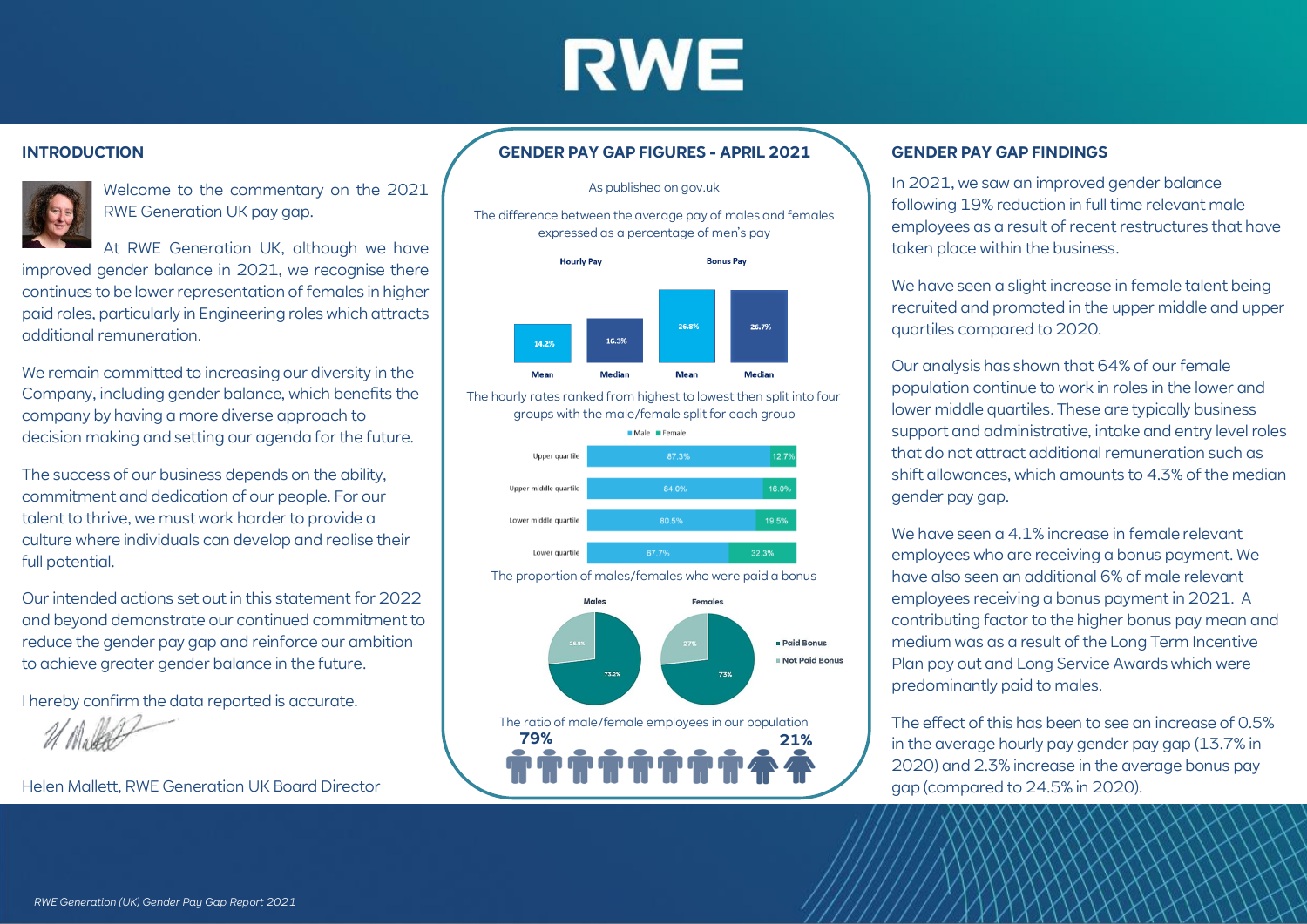# RWE

## INTRODUCTION

Welcome to the commentary on the 2021 RWE Generation UK pay gap.

At RWE Generation UK, although we have improved gender balance in 2021, we recognise there continues to be lower representation of females in higher paid roles, particularly in Engineering roles which attracts additional remuneration.

We remain committed to increasing our diversity in the Company, including gender balance, which benefits the company by having a more diverse approach to decision making and setting our agenda for the future.

The success of our business depends on the ability, commitment and dedication of our people. For our talent to thrive, we must work harder to provide a culture where individuals can develop and realise their full potential.

Our intended actions set out in this statement for 2022 and beyond demonstrate our continued commitment to reduce the gender pay gap and reinforce our ambition to achieve greater gender balance in the future.

I hereby confirm the data reported is accurate.

Helen Mallett, RWE Generation UK Board Director

## GENDER PAY GAP FIGURES - APRIL 2021

As published on gov.uk

The difference between the average pay of males and females expressed as a percentage of men's pay

| | Mean | Median |
|---|---|---|
| Hourly Pay | 14.2% | 16.3% |
| Bonus Pay | 26.8% | 26.7% |

The hourly rates ranked from highest to lowest then split into four groups with the male/female split for each group

| Quartile | Male | Female |
|---|---|---|
| Upper quartile | 87.3% | 12.7% |
| Upper middle quartile | 84.0% | 16.0% |
| Lower middle quartile | 80.5% | 19.5% |
| Lower quartile | 67.7% | 32.3% |

The proportion of males/females who were paid a bonus

| | Paid Bonus | Not Paid Bonus |
|---|---|---|
| Males | 73.2% | 26.8% |
| Females | 73% | 27% |

The ratio of male/female employees in our population

79% male / 21% female

## GENDER PAY GAP FINDINGS

In 2021, we saw an improved gender balance following 19% reduction in full time relevant male employees as a result of recent restructures that have taken place within the business.

We have seen a slight increase in female talent being recruited and promoted in the upper middle and upper quartiles compared to 2020.

Our analysis has shown that 64% of our female population continue to work in roles in the lower and lower middle quartiles. These are typically business support and administrative, intake and entry level roles that do not attract additional remuneration such as shift allowances, which amounts to 4.3% of the median gender pay gap.

We have seen a 4.1% increase in female relevant employees who are receiving a bonus payment. We have also seen an additional 6% of male relevant employees receiving a bonus payment in 2021. A contributing factor to the higher bonus pay mean and medium was as a result of the Long Term Incentive Plan pay out and Long Service Awards which were predominantly paid to males.

The effect of this has been to see an increase of 0.5% in the average hourly pay gender pay gap (13.7% in 2020) and 2.3% increase in the average bonus pay gap (compared to 24.5% in 2020).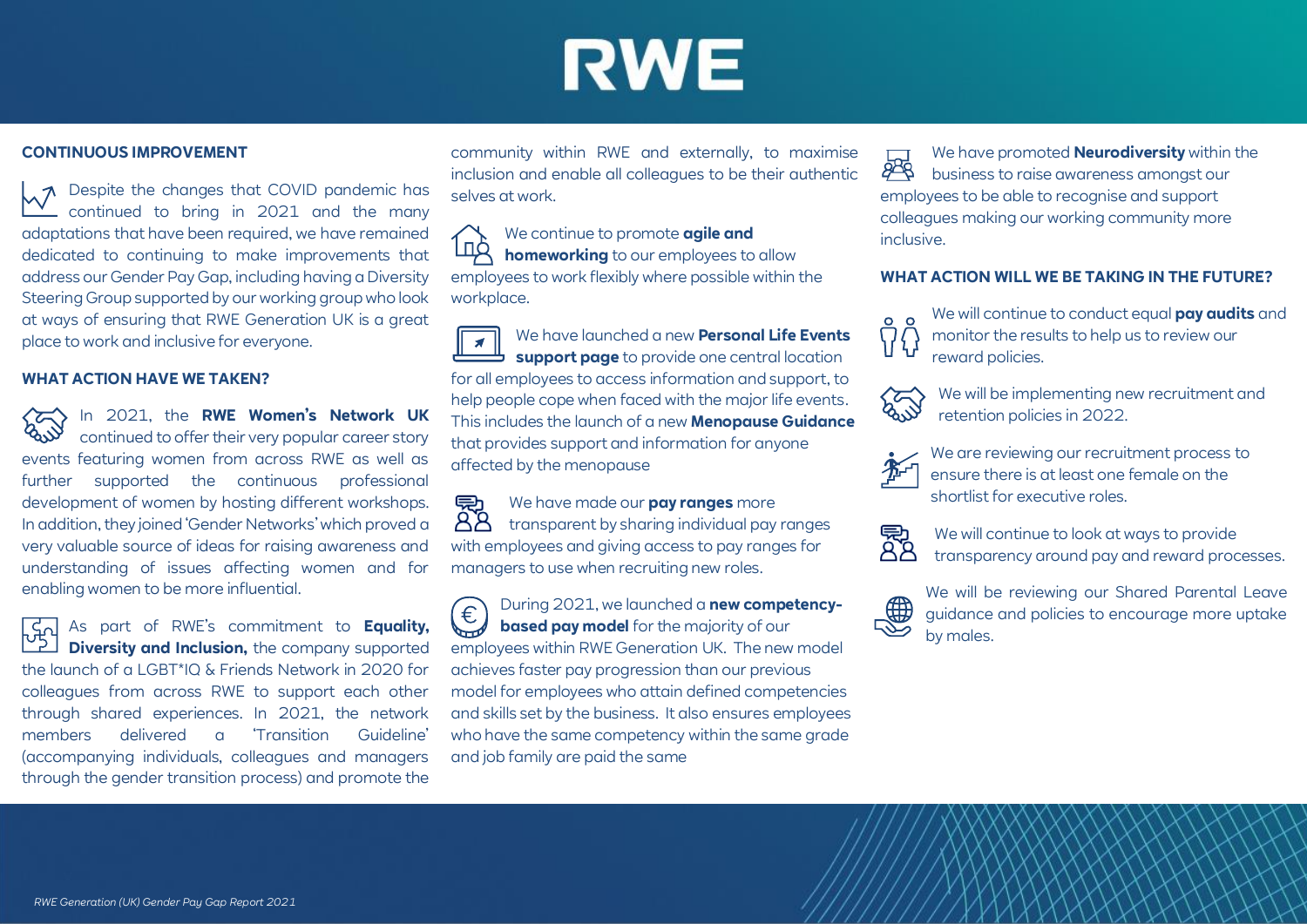RWE

## CONTINUOUS IMPROVEMENT

Despite the changes that COVID pandemic has continued to bring in 2021 and the many adaptations that have been required, we have remained dedicated to continuing to make improvements that address our Gender Pay Gap, including having a Diversity Steering Group supported by our working group who look at ways of ensuring that RWE Generation UK is a great place to work and inclusive for everyone.

## WHAT ACTION HAVE WE TAKEN?

In 2021, the **RWE Women's Network UK** continued to offer their very popular career story events featuring women from across RWE as well as further supported the continuous professional development of women by hosting different workshops. In addition, they joined 'Gender Networks' which proved a very valuable source of ideas for raising awareness and understanding of issues affecting women and for enabling women to be more influential.

As part of RWE's commitment to **Equality, Diversity and Inclusion,** the company supported the launch of a LGBT*IQ & Friends Network in 2020 for colleagues from across RWE to support each other through shared experiences. In 2021, the network members delivered a 'Transition Guideline' (accompanying individuals, colleagues and managers through the gender transition process) and promote the community within RWE and externally, to maximise inclusion and enable all colleagues to be their authentic selves at work.

We continue to promote **agile and homeworking** to our employees to allow employees to work flexibly where possible within the workplace.

We have launched a new **Personal Life Events support page** to provide one central location for all employees to access information and support, to help people cope when faced with the major life events. This includes the launch of a new **Menopause Guidance** that provides support and information for anyone affected by the menopause

We have made our **pay ranges** more transparent by sharing individual pay ranges with employees and giving access to pay ranges for managers to use when recruiting new roles.

During 2021, we launched a **new competency-based pay model** for the majority of our employees within RWE Generation UK. The new model achieves faster pay progression than our previous model for employees who attain defined competencies and skills set by the business. It also ensures employees who have the same competency within the same grade and job family are paid the same

We have promoted **Neurodiversity** within the business to raise awareness amongst our employees to be able to recognise and support colleagues making our working community more inclusive.

## WHAT ACTION WILL WE BE TAKING IN THE FUTURE?

We will continue to conduct equal **pay audits** and monitor the results to help us to review our reward policies.

We will be implementing new recruitment and retention policies in 2022.

We are reviewing our recruitment process to ensure there is at least one female on the shortlist for executive roles.

We will continue to look at ways to provide transparency around pay and reward processes.

We will be reviewing our Shared Parental Leave guidance and policies to encourage more uptake by males.